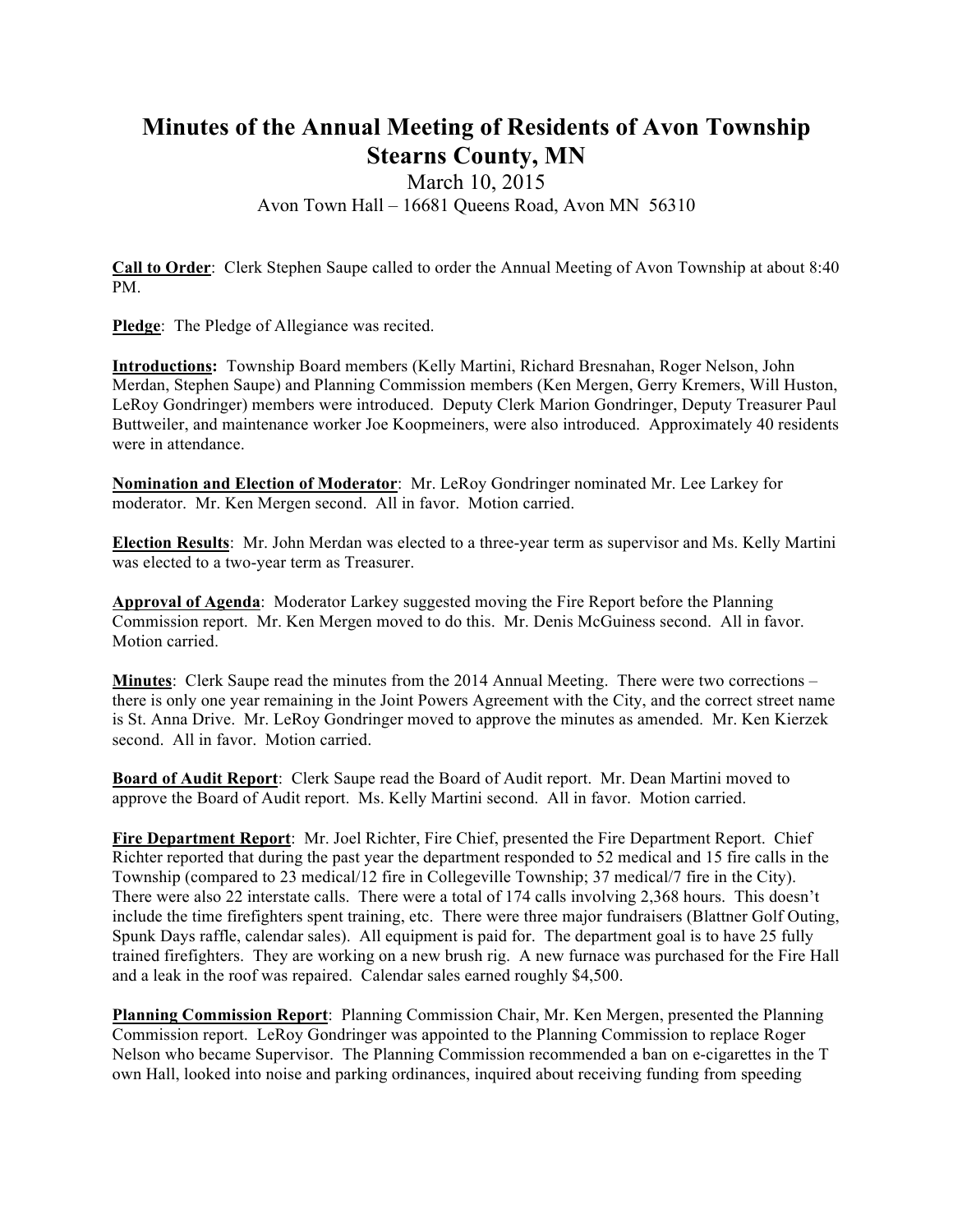# Minutes of the Annual Meeting of Residents of Avon Township Stearns County, MN

March 10, 2015

Avon Town Hall – 16681 Queens Road, Avon MN 56310

**Call to Order**: Clerk Stephen Saupe called to order the Annual Meeting of Avon Township at about 8:40 PM.

**Pledge**: The Pledge of Allegiance was recited.

**Introductions:** Township Board members (Kelly Martini, Richard Bresnahan, Roger Nelson, John Merdan, Stephen Saupe) and Planning Commission members (Ken Mergen, Gerry Kremers, Will Huston, LeRoy Gondringer) members were introduced. Deputy Clerk Marion Gondringer, Deputy Treasurer Paul Buttweiler, and maintenance worker Joe Koopmeiners, were also introduced. Approximately 40 residents were in attendance.

**Nomination and Election of Moderator**: Mr. LeRoy Gondringer nominated Mr. Lee Larkey for moderator. Mr. Ken Mergen second. All in favor. Motion carried.

**Election Results**: Mr. John Merdan was elected to a three-year term as supervisor and Ms. Kelly Martini was elected to a two-year term as Treasurer.

**Approval of Agenda**: Moderator Larkey suggested moving the Fire Report before the Planning Commission report. Mr. Ken Mergen moved to do this. Mr. Denis McGuiness second. All in favor. Motion carried.

**Minutes**: Clerk Saupe read the minutes from the 2014 Annual Meeting. There were two corrections – there is only one year remaining in the Joint Powers Agreement with the City, and the correct street name is St. Anna Drive. Mr. LeRoy Gondringer moved to approve the minutes as amended. Mr. Ken Kierzek second. All in favor. Motion carried.

**Board of Audit Report**: Clerk Saupe read the Board of Audit report. Mr. Dean Martini moved to approve the Board of Audit report. Ms. Kelly Martini second. All in favor. Motion carried.

**Fire Department Report**: Mr. Joel Richter, Fire Chief, presented the Fire Department Report. Chief Richter reported that during the past year the department responded to 52 medical and 15 fire calls in the Township (compared to 23 medical/12 fire in Collegeville Township; 37 medical/7 fire in the City). There were also 22 interstate calls. There were a total of 174 calls involving 2,368 hours. This doesn't include the time firefighters spent training, etc. There were three major fundraisers (Blattner Golf Outing, Spunk Days raffle, calendar sales). All equipment is paid for. The department goal is to have 25 fully trained firefighters. They are working on a new brush rig. A new furnace was purchased for the Fire Hall and a leak in the roof was repaired. Calendar sales earned roughly $4,500.

**Planning Commission Report**: Planning Commission Chair, Mr. Ken Mergen, presented the Planning Commission report. LeRoy Gondringer was appointed to the Planning Commission to replace Roger Nelson who became Supervisor. The Planning Commission recommended a ban on e-cigarettes in the T own Hall, looked into noise and parking ordinances, inquired about receiving funding from speeding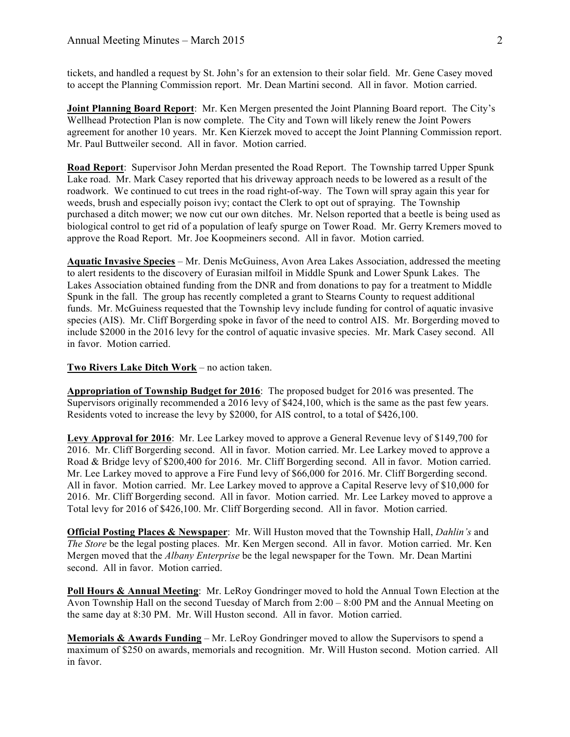tickets, and handled a request by St. John's for an extension to their solar field. Mr. Gene Casey moved to accept the Planning Commission report. Mr. Dean Martini second. All in favor. Motion carried.

**Joint Planning Board Report**: Mr. Ken Mergen presented the Joint Planning Board report. The City's Wellhead Protection Plan is now complete. The City and Town will likely renew the Joint Powers agreement for another 10 years. Mr. Ken Kierzek moved to accept the Joint Planning Commission report. Mr. Paul Buttweiler second. All in favor. Motion carried.

**Road Report**: Supervisor John Merdan presented the Road Report. The Township tarred Upper Spunk Lake road. Mr. Mark Casey reported that his driveway approach needs to be lowered as a result of the roadwork. We continued to cut trees in the road right-of-way. The Town will spray again this year for weeds, brush and especially poison ivy; contact the Clerk to opt out of spraying. The Township purchased a ditch mower; we now cut our own ditches. Mr. Nelson reported that a beetle is being used as biological control to get rid of a population of leafy spurge on Tower Road. Mr. Gerry Kremers moved to approve the Road Report. Mr. Joe Koopmeiners second. All in favor. Motion carried.

**Aquatic Invasive Species** – Mr. Denis McGuiness, Avon Area Lakes Association, addressed the meeting to alert residents to the discovery of Eurasian milfoil in Middle Spunk and Lower Spunk Lakes. The Lakes Association obtained funding from the DNR and from donations to pay for a treatment to Middle Spunk in the fall. The group has recently completed a grant to Stearns County to request additional funds. Mr. McGuiness requested that the Township levy include funding for control of aquatic invasive species (AIS). Mr. Cliff Borgerding spoke in favor of the need to control AIS. Mr. Borgerding moved to include $2000 in the 2016 levy for the control of aquatic invasive species. Mr. Mark Casey second. All in favor. Motion carried.

**Two Rivers Lake Ditch Work** – no action taken.

**Appropriation of Township Budget for 2016**: The proposed budget for 2016 was presented. The Supervisors originally recommended a 2016 levy of $424,100, which is the same as the past few years. Residents voted to increase the levy by $2000, for AIS control, to a total of $426,100.

**Levy Approval for 2016**: Mr. Lee Larkey moved to approve a General Revenue levy of $149,700 for 2016. Mr. Cliff Borgerding second. All in favor. Motion carried. Mr. Lee Larkey moved to approve a Road & Bridge levy of $200,400 for 2016. Mr. Cliff Borgerding second. All in favor. Motion carried. Mr. Lee Larkey moved to approve a Fire Fund levy of $66,000 for 2016. Mr. Cliff Borgerding second. All in favor. Motion carried. Mr. Lee Larkey moved to approve a Capital Reserve levy of $10,000 for 2016. Mr. Cliff Borgerding second. All in favor. Motion carried. Mr. Lee Larkey moved to approve a Total levy for 2016 of $426,100. Mr. Cliff Borgerding second. All in favor. Motion carried.

**Official Posting Places & Newspaper**: Mr. Will Huston moved that the Township Hall, *Dahlin's* and *The Store* be the legal posting places. Mr. Ken Mergen second. All in favor. Motion carried. Mr. Ken Mergen moved that the *Albany Enterprise* be the legal newspaper for the Town. Mr. Dean Martini second. All in favor. Motion carried.

**Poll Hours & Annual Meeting**: Mr. LeRoy Gondringer moved to hold the Annual Town Election at the Avon Township Hall on the second Tuesday of March from 2:00 – 8:00 PM and the Annual Meeting on the same day at 8:30 PM. Mr. Will Huston second. All in favor. Motion carried.

**Memorials & Awards Funding** – Mr. LeRoy Gondringer moved to allow the Supervisors to spend a maximum of $250 on awards, memorials and recognition. Mr. Will Huston second. Motion carried. All in favor.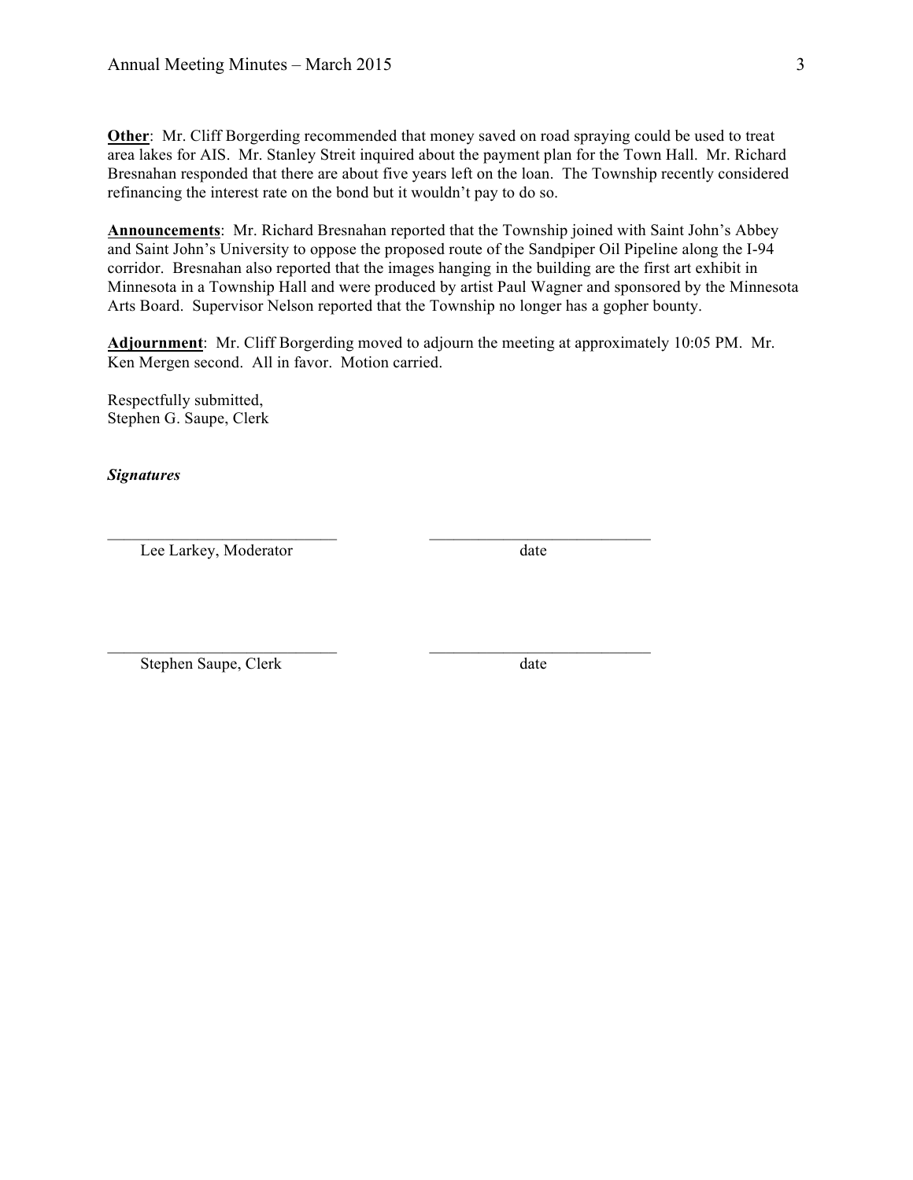**Other**: Mr. Cliff Borgerding recommended that money saved on road spraying could be used to treat area lakes for AIS. Mr. Stanley Streit inquired about the payment plan for the Town Hall. Mr. Richard Bresnahan responded that there are about five years left on the loan. The Township recently considered refinancing the interest rate on the bond but it wouldn't pay to do so.

**Announcements**: Mr. Richard Bresnahan reported that the Township joined with Saint John's Abbey and Saint John's University to oppose the proposed route of the Sandpiper Oil Pipeline along the I-94 corridor. Bresnahan also reported that the images hanging in the building are the first art exhibit in Minnesota in a Township Hall and were produced by artist Paul Wagner and sponsored by the Minnesota Arts Board. Supervisor Nelson reported that the Township no longer has a gopher bounty.

**Adjournment**: Mr. Cliff Borgerding moved to adjourn the meeting at approximately 10:05 PM. Mr. Ken Mergen second. All in favor. Motion carried.

Respectfully submitted,
Stephen G. Saupe, Clerk

***Signatures***

\_\_\_\_\_\_\_\_\_\_\_\_\_\_\_\_\_\_\_\_\_\_\_\_\_\_\_\_ \_\_\_\_\_\_\_\_\_\_\_\_\_\_\_\_\_\_\_\_\_\_\_\_\_\_\_\_
Lee Larkey, Moderator date

\_\_\_\_\_\_\_\_\_\_\_\_\_\_\_\_\_\_\_\_\_\_\_\_\_\_\_\_ \_\_\_\_\_\_\_\_\_\_\_\_\_\_\_\_\_\_\_\_\_\_\_\_\_\_\_\_
Stephen Saupe, Clerk date